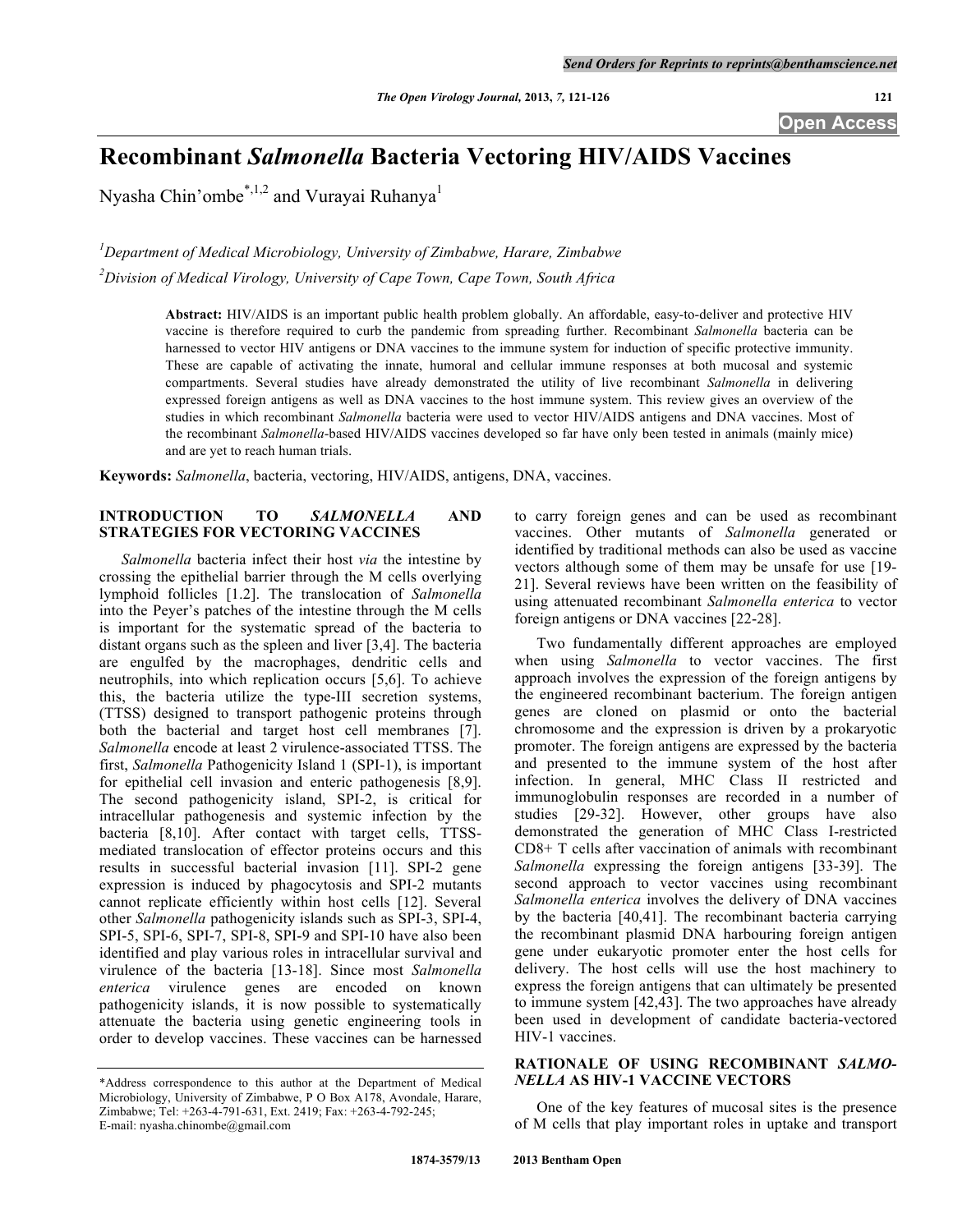# Recombinant *Salmonella* Bacteria Vectoring HIV/AIDS Vaccines

Nyasha Chin'ombe[*,1,2] and Vurayai Ruhanya[1]

[1]*Department of Medical Microbiology, University of Zimbabwe, Harare, Zimbabwe*

[2]*Division of Medical Virology, University of Cape Town, Cape Town, South Africa*

**Abstract:** HIV/AIDS is an important public health problem globally. An affordable, easy-to-deliver and protective HIV vaccine is therefore required to curb the pandemic from spreading further. Recombinant *Salmonella* bacteria can be harnessed to vector HIV antigens or DNA vaccines to the immune system for induction of specific protective immunity. These are capable of activating the innate, humoral and cellular immune responses at both mucosal and systemic compartments. Several studies have already demonstrated the utility of live recombinant *Salmonella* in delivering expressed foreign antigens as well as DNA vaccines to the host immune system. This review gives an overview of the studies in which recombinant *Salmonella* bacteria were used to vector HIV/AIDS antigens and DNA vaccines. Most of the recombinant *Salmonella*-based HIV/AIDS vaccines developed so far have only been tested in animals (mainly mice) and are yet to reach human trials.

**Keywords:** *Salmonella*, bacteria, vectoring, HIV/AIDS, antigens, DNA, vaccines.

## INTRODUCTION TO *SALMONELLA* AND STRATEGIES FOR VECTORING VACCINES

*Salmonella* bacteria infect their host *via* the intestine by crossing the epithelial barrier through the M cells overlying lymphoid follicles [1.2]. The translocation of *Salmonella* into the Peyer's patches of the intestine through the M cells is important for the systematic spread of the bacteria to distant organs such as the spleen and liver [3,4]. The bacteria are engulfed by the macrophages, dendritic cells and neutrophils, into which replication occurs [5,6]. To achieve this, the bacteria utilize the type-III secretion systems, (TTSS) designed to transport pathogenic proteins through both the bacterial and target host cell membranes [7]. *Salmonella* encode at least 2 virulence-associated TTSS. The first, *Salmonella* Pathogenicity Island 1 (SPI-1), is important for epithelial cell invasion and enteric pathogenesis [8,9]. The second pathogenicity island, SPI-2, is critical for intracellular pathogenesis and systemic infection by the bacteria [8,10]. After contact with target cells, TTSS-mediated translocation of effector proteins occurs and this results in successful bacterial invasion [11]. SPI-2 gene expression is induced by phagocytosis and SPI-2 mutants cannot replicate efficiently within host cells [12]. Several other *Salmonella* pathogenicity islands such as SPI-3, SPI-4, SPI-5, SPI-6, SPI-7, SPI-8, SPI-9 and SPI-10 have also been identified and play various roles in intracellular survival and virulence of the bacteria [13-18]. Since most *Salmonella enterica* virulence genes are encoded on known pathogenicity islands, it is now possible to systematically attenuate the bacteria using genetic engineering tools in order to develop vaccines. These vaccines can be harnessed to carry foreign genes and can be used as recombinant vaccines. Other mutants of *Salmonella* generated or identified by traditional methods can also be used as vaccine vectors although some of them may be unsafe for use [19-21]. Several reviews have been written on the feasibility of using attenuated recombinant *Salmonella enterica* to vector foreign antigens or DNA vaccines [22-28].

Two fundamentally different approaches are employed when using *Salmonella* to vector vaccines. The first approach involves the expression of the foreign antigens by the engineered recombinant bacterium. The foreign antigen genes are cloned on plasmid or onto the bacterial chromosome and the expression is driven by a prokaryotic promoter. The foreign antigens are expressed by the bacteria and presented to the immune system of the host after infection. In general, MHC Class II restricted and immunoglobulin responses are recorded in a number of studies [29-32]. However, other groups have also demonstrated the generation of MHC Class I-restricted CD8+ T cells after vaccination of animals with recombinant *Salmonella* expressing the foreign antigens [33-39]. The second approach to vector vaccines using recombinant *Salmonella enterica* involves the delivery of DNA vaccines by the bacteria [40,41]. The recombinant bacteria carrying the recombinant plasmid DNA harbouring foreign antigen gene under eukaryotic promoter enter the host cells for delivery. The host cells will use the host machinery to express the foreign antigens that can ultimately be presented to immune system [42,43]. The two approaches have already been used in development of candidate bacteria-vectored HIV-1 vaccines.

## RATIONALE OF USING RECOMBINANT *SALMONELLA* AS HIV-1 VACCINE VECTORS

One of the key features of mucosal sites is the presence of M cells that play important roles in uptake and transport

*Address correspondence to this author at the Department of Medical Microbiology, University of Zimbabwe, P O Box A178, Avondale, Harare, Zimbabwe; Tel: +263-4-791-631, Ext. 2419; Fax: +263-4-792-245; E-mail: nyasha.chinombe@gmail.com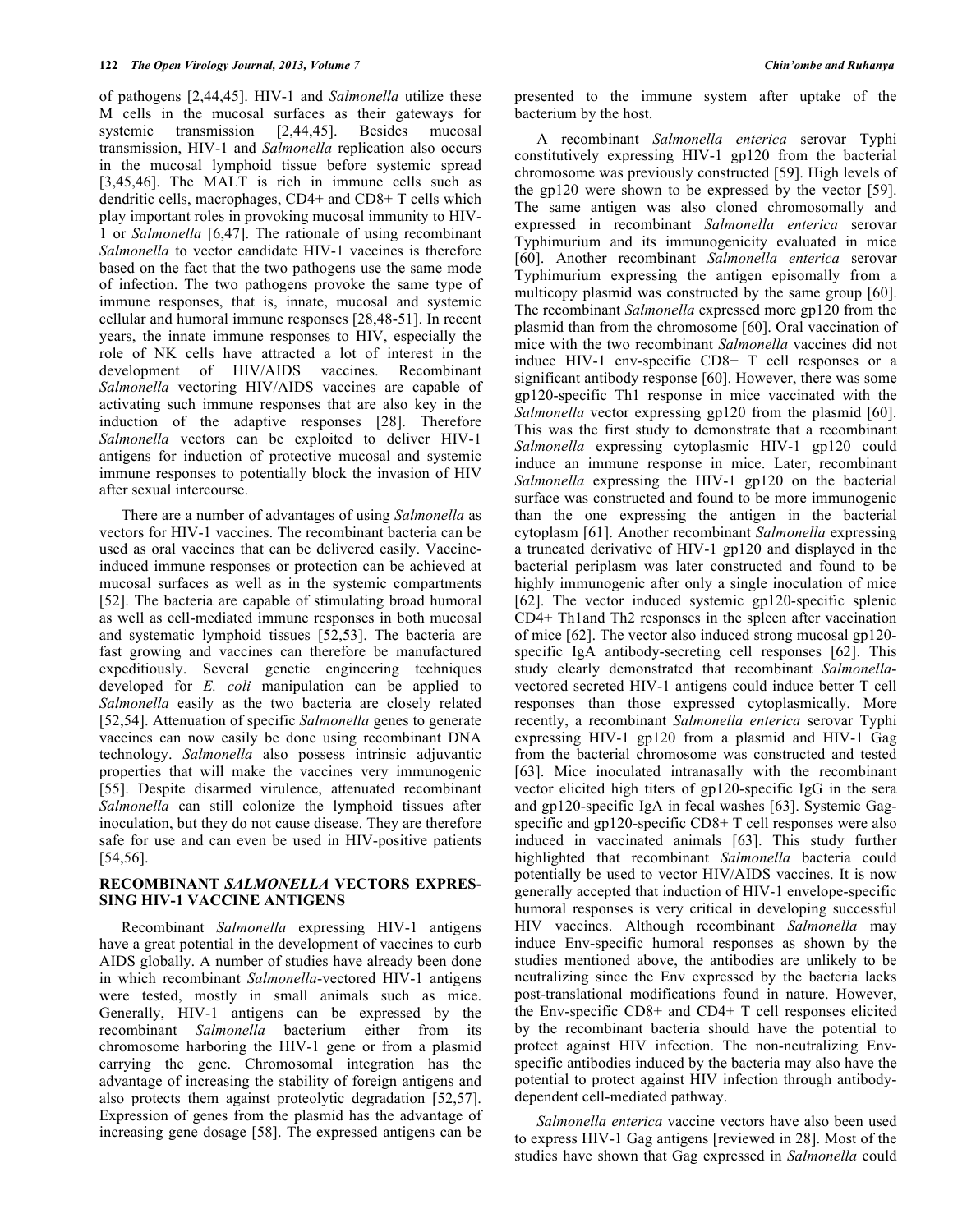of pathogens [2,44,45]. HIV-1 and *Salmonella* utilize these M cells in the mucosal surfaces as their gateways for systemic transmission [2,44,45]. Besides mucosal transmission, HIV-1 and *Salmonella* replication also occurs in the mucosal lymphoid tissue before systemic spread [3,45,46]. The MALT is rich in immune cells such as dendritic cells, macrophages, CD4+ and CD8+ T cells which play important roles in provoking mucosal immunity to HIV-1 or *Salmonella* [6,47]. The rationale of using recombinant *Salmonella* to vector candidate HIV-1 vaccines is therefore based on the fact that the two pathogens use the same mode of infection. The two pathogens provoke the same type of immune responses, that is, innate, mucosal and systemic cellular and humoral immune responses [28,48-51]. In recent years, the innate immune responses to HIV, especially the role of NK cells have attracted a lot of interest in the development of HIV/AIDS vaccines. Recombinant *Salmonella* vectoring HIV/AIDS vaccines are capable of activating such immune responses that are also key in the induction of the adaptive responses [28]. Therefore *Salmonella* vectors can be exploited to deliver HIV-1 antigens for induction of protective mucosal and systemic immune responses to potentially block the invasion of HIV after sexual intercourse.

There are a number of advantages of using *Salmonella* as vectors for HIV-1 vaccines. The recombinant bacteria can be used as oral vaccines that can be delivered easily. Vaccine-induced immune responses or protection can be achieved at mucosal surfaces as well as in the systemic compartments [52]. The bacteria are capable of stimulating broad humoral as well as cell-mediated immune responses in both mucosal and systematic lymphoid tissues [52,53]. The bacteria are fast growing and vaccines can therefore be manufactured expeditiously. Several genetic engineering techniques developed for *E. coli* manipulation can be applied to *Salmonella* easily as the two bacteria are closely related [52,54]. Attenuation of specific *Salmonella* genes to generate vaccines can now easily be done using recombinant DNA technology. *Salmonella* also possess intrinsic adjuvantic properties that will make the vaccines very immunogenic [55]. Despite disarmed virulence, attenuated recombinant *Salmonella* can still colonize the lymphoid tissues after inoculation, but they do not cause disease. They are therefore safe for use and can even be used in HIV-positive patients [54,56].

## RECOMBINANT *SALMONELLA* VECTORS EXPRESSING HIV-1 VACCINE ANTIGENS

Recombinant *Salmonella* expressing HIV-1 antigens have a great potential in the development of vaccines to curb AIDS globally. A number of studies have already been done in which recombinant *Salmonella*-vectored HIV-1 antigens were tested, mostly in small animals such as mice. Generally, HIV-1 antigens can be expressed by the recombinant *Salmonella* bacterium either from its chromosome harboring the HIV-1 gene or from a plasmid carrying the gene. Chromosomal integration has the advantage of increasing the stability of foreign antigens and also protects them against proteolytic degradation [52,57]. Expression of genes from the plasmid has the advantage of increasing gene dosage [58]. The expressed antigens can be presented to the immune system after uptake of the bacterium by the host.

A recombinant *Salmonella enterica* serovar Typhi constitutively expressing HIV-1 gp120 from the bacterial chromosome was previously constructed [59]. High levels of the gp120 were shown to be expressed by the vector [59]. The same antigen was also cloned chromosomally and expressed in recombinant *Salmonella enterica* serovar Typhimurium and its immunogenicity evaluated in mice [60]. Another recombinant *Salmonella enterica* serovar Typhimurium expressing the antigen episomally from a multicopy plasmid was constructed by the same group [60]. The recombinant *Salmonella* expressed more gp120 from the plasmid than from the chromosome [60]. Oral vaccination of mice with the two recombinant *Salmonella* vaccines did not induce HIV-1 env-specific CD8+ T cell responses or a significant antibody response [60]. However, there was some gp120-specific Th1 response in mice vaccinated with the *Salmonella* vector expressing gp120 from the plasmid [60]. This was the first study to demonstrate that a recombinant *Salmonella* expressing cytoplasmic HIV-1 gp120 could induce an immune response in mice. Later, recombinant *Salmonella* expressing the HIV-1 gp120 on the bacterial surface was constructed and found to be more immunogenic than the one expressing the antigen in the bacterial cytoplasm [61]. Another recombinant *Salmonella* expressing a truncated derivative of HIV-1 gp120 and displayed in the bacterial periplasm was later constructed and found to be highly immunogenic after only a single inoculation of mice [62]. The vector induced systemic gp120-specific splenic CD4+ Th1and Th2 responses in the spleen after vaccination of mice [62]. The vector also induced strong mucosal gp120-specific IgA antibody-secreting cell responses [62]. This study clearly demonstrated that recombinant *Salmonella*-vectored secreted HIV-1 antigens could induce better T cell responses than those expressed cytoplasmically. More recently, a recombinant *Salmonella enterica* serovar Typhi expressing HIV-1 gp120 from a plasmid and HIV-1 Gag from the bacterial chromosome was constructed and tested [63]. Mice inoculated intranasally with the recombinant vector elicited high titers of gp120-specific IgG in the sera and gp120-specific IgA in fecal washes [63]. Systemic Gag-specific and gp120-specific CD8+ T cell responses were also induced in vaccinated animals [63]. This study further highlighted that recombinant *Salmonella* bacteria could potentially be used to vector HIV/AIDS vaccines. It is now generally accepted that induction of HIV-1 envelope-specific humoral responses is very critical in developing successful HIV vaccines. Although recombinant *Salmonella* may induce Env-specific humoral responses as shown by the studies mentioned above, the antibodies are unlikely to be neutralizing since the Env expressed by the bacteria lacks post-translational modifications found in nature. However, the Env-specific CD8+ and CD4+ T cell responses elicited by the recombinant bacteria should have the potential to protect against HIV infection. The non-neutralizing Env-specific antibodies induced by the bacteria may also have the potential to protect against HIV infection through antibody-dependent cell-mediated pathway.

*Salmonella enterica* vaccine vectors have also been used to express HIV-1 Gag antigens [reviewed in 28]. Most of the studies have shown that Gag expressed in *Salmonella* could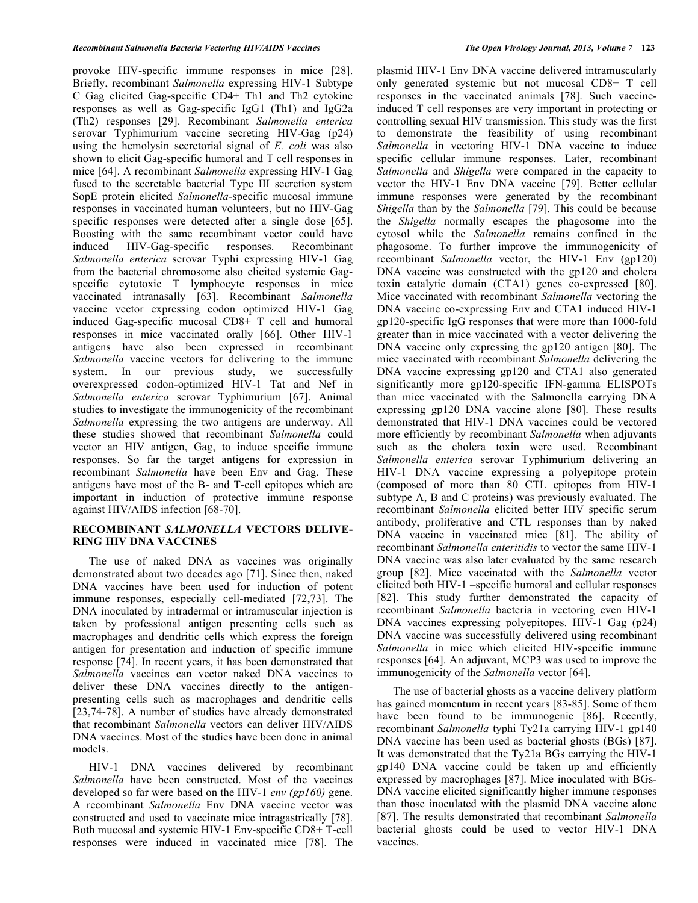provoke HIV-specific immune responses in mice [28]. Briefly, recombinant *Salmonella* expressing HIV-1 Subtype C Gag elicited Gag-specific CD4+ Th1 and Th2 cytokine responses as well as Gag-specific IgG1 (Th1) and IgG2a (Th2) responses [29]. Recombinant *Salmonella enterica* serovar Typhimurium vaccine secreting HIV-Gag (p24) using the hemolysin secretorial signal of *E. coli* was also shown to elicit Gag-specific humoral and T cell responses in mice [64]. A recombinant *Salmonella* expressing HIV-1 Gag fused to the secretable bacterial Type III secretion system SopE protein elicited *Salmonella*-specific mucosal immune responses in vaccinated human volunteers, but no HIV-Gag specific responses were detected after a single dose [65]. Boosting with the same recombinant vector could have induced HIV-Gag-specific responses. Recombinant *Salmonella enterica* serovar Typhi expressing HIV-1 Gag from the bacterial chromosome also elicited systemic Gag-specific cytotoxic T lymphocyte responses in mice vaccinated intranasally [63]. Recombinant *Salmonella* vaccine vector expressing codon optimized HIV-1 Gag induced Gag-specific mucosal CD8+ T cell and humoral responses in mice vaccinated orally [66]. Other HIV-1 antigens have also been expressed in recombinant *Salmonella* vaccine vectors for delivering to the immune system. In our previous study, we successfully overexpressed codon-optimized HIV-1 Tat and Nef in *Salmonella enterica* serovar Typhimurium [67]. Animal studies to investigate the immunogenicity of the recombinant *Salmonella* expressing the two antigens are underway. All these studies showed that recombinant *Salmonella* could vector an HIV antigen, Gag, to induce specific immune responses. So far the target antigens for expression in recombinant *Salmonella* have been Env and Gag. These antigens have most of the B- and T-cell epitopes which are important in induction of protective immune response against HIV/AIDS infection [68-70].

## RECOMBINANT *SALMONELLA* VECTORS DELIVERING HIV DNA VACCINES

The use of naked DNA as vaccines was originally demonstrated about two decades ago [71]. Since then, naked DNA vaccines have been used for induction of potent immune responses, especially cell-mediated [72,73]. The DNA inoculated by intradermal or intramuscular injection is taken by professional antigen presenting cells such as macrophages and dendritic cells which express the foreign antigen for presentation and induction of specific immune response [74]. In recent years, it has been demonstrated that *Salmonella* vaccines can vector naked DNA vaccines to deliver these DNA vaccines directly to the antigen-presenting cells such as macrophages and dendritic cells [23,74-78]. A number of studies have already demonstrated that recombinant *Salmonella* vectors can deliver HIV/AIDS DNA vaccines. Most of the studies have been done in animal models.

HIV-1 DNA vaccines delivered by recombinant *Salmonella* have been constructed. Most of the vaccines developed so far were based on the HIV-1 *env (gp160)* gene. A recombinant *Salmonella* Env DNA vaccine vector was constructed and used to vaccinate mice intragastrically [78]. Both mucosal and systemic HIV-1 Env-specific CD8+ T-cell responses were induced in vaccinated mice [78]. The plasmid HIV-1 Env DNA vaccine delivered intramuscularly only generated systemic but not mucosal CD8+ T cell responses in the vaccinated animals [78]. Such vaccine-induced T cell responses are very important in protecting or controlling sexual HIV transmission. This study was the first to demonstrate the feasibility of using recombinant *Salmonella* in vectoring HIV-1 DNA vaccine to induce specific cellular immune responses. Later, recombinant *Salmonella* and *Shigella* were compared in the capacity to vector the HIV-1 Env DNA vaccine [79]. Better cellular immune responses were generated by the recombinant *Shigella* than by the *Salmonella* [79]. This could be because the *Shigella* normally escapes the phagosome into the cytosol while the *Salmonella* remains confined in the phagosome. To further improve the immunogenicity of recombinant *Salmonella* vector, the HIV-1 Env (gp120) DNA vaccine was constructed with the gp120 and cholera toxin catalytic domain (CTA1) genes co-expressed [80]. Mice vaccinated with recombinant *Salmonella* vectoring the DNA vaccine co-expressing Env and CTA1 induced HIV-1 gp120-specific IgG responses that were more than 1000-fold greater than in mice vaccinated with a vector delivering the DNA vaccine only expressing the gp120 antigen [80]. The mice vaccinated with recombinant *Salmonella* delivering the DNA vaccine expressing gp120 and CTA1 also generated significantly more gp120-specific IFN-gamma ELISPOTs than mice vaccinated with the Salmonella carrying DNA expressing gp120 DNA vaccine alone [80]. These results demonstrated that HIV-1 DNA vaccines could be vectored more efficiently by recombinant *Salmonella* when adjuvants such as the cholera toxin were used. Recombinant *Salmonella enterica* serovar Typhimurium delivering an HIV-1 DNA vaccine expressing a polyepitope protein (composed of more than 80 CTL epitopes from HIV-1 subtype A, B and C proteins) was previously evaluated. The recombinant *Salmonella* elicited better HIV specific serum antibody, proliferative and CTL responses than by naked DNA vaccine in vaccinated mice [81]. The ability of recombinant *Salmonella enteritidis* to vector the same HIV-1 DNA vaccine was also later evaluated by the same research group [82]. Mice vaccinated with the *Salmonella* vector elicited both HIV-1 –specific humoral and cellular responses [82]. This study further demonstrated the capacity of recombinant *Salmonella* bacteria in vectoring even HIV-1 DNA vaccines expressing polyepitopes. HIV-1 Gag (p24) DNA vaccine was successfully delivered using recombinant *Salmonella* in mice which elicited HIV-specific immune responses [64]. An adjuvant, MCP3 was used to improve the immunogenicity of the *Salmonella* vector [64].

The use of bacterial ghosts as a vaccine delivery platform has gained momentum in recent years [83-85]. Some of them have been found to be immunogenic [86]. Recently, recombinant *Salmonella* typhi Ty21a carrying HIV-1 gp140 DNA vaccine has been used as bacterial ghosts (BGs) [87]. It was demonstrated that the Ty21a BGs carrying the HIV-1 gp140 DNA vaccine could be taken up and efficiently expressed by macrophages [87]. Mice inoculated with BGs-DNA vaccine elicited significantly higher immune responses than those inoculated with the plasmid DNA vaccine alone [87]. The results demonstrated that recombinant *Salmonella* bacterial ghosts could be used to vector HIV-1 DNA vaccines.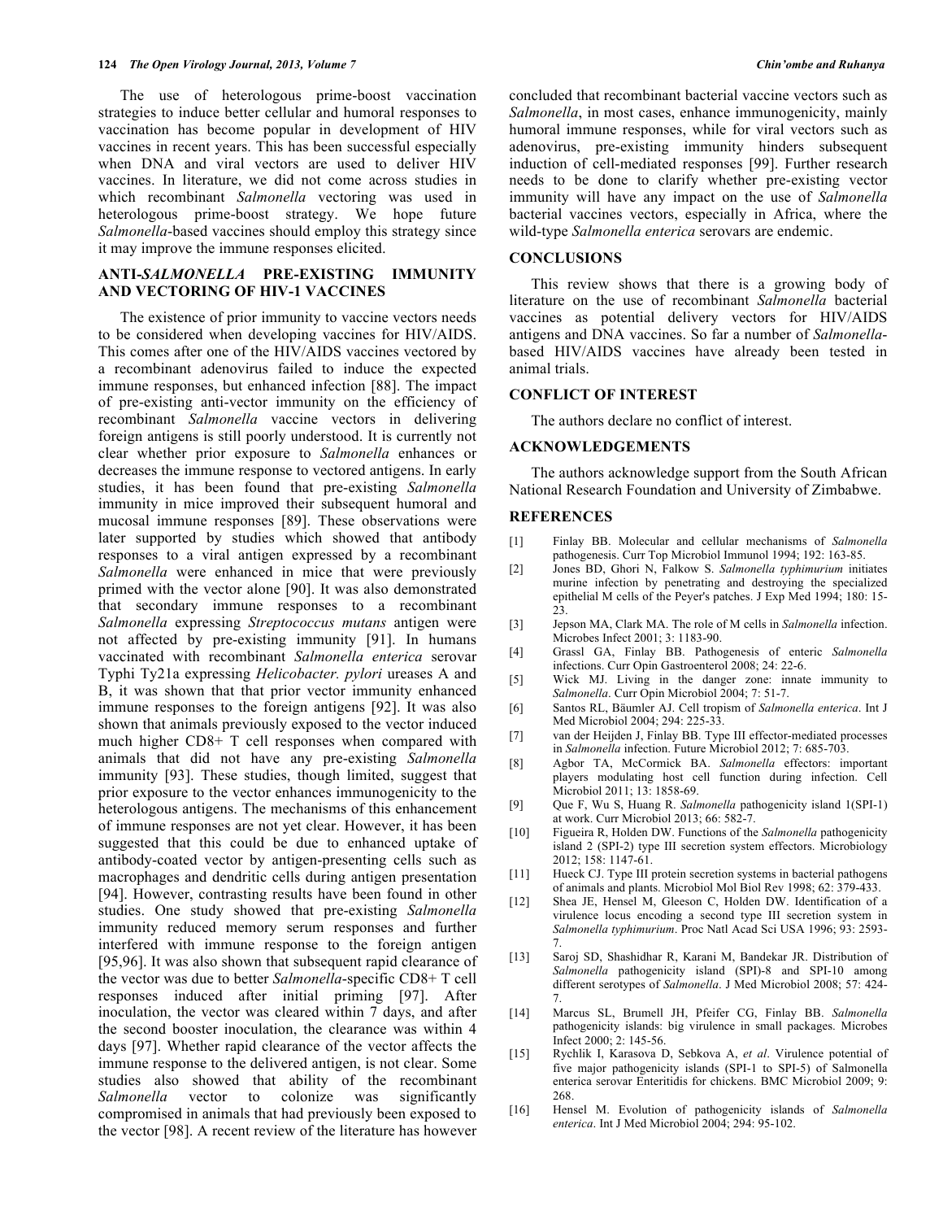The use of heterologous prime-boost vaccination strategies to induce better cellular and humoral responses to vaccination has become popular in development of HIV vaccines in recent years. This has been successful especially when DNA and viral vectors are used to deliver HIV vaccines. In literature, we did not come across studies in which recombinant *Salmonella* vectoring was used in heterologous prime-boost strategy. We hope future *Salmonella*-based vaccines should employ this strategy since it may improve the immune responses elicited.

## ANTI-*SALMONELLA* PRE-EXISTING IMMUNITY AND VECTORING OF HIV-1 VACCINES

The existence of prior immunity to vaccine vectors needs to be considered when developing vaccines for HIV/AIDS. This comes after one of the HIV/AIDS vaccines vectored by a recombinant adenovirus failed to induce the expected immune responses, but enhanced infection [88]. The impact of pre-existing anti-vector immunity on the efficiency of recombinant *Salmonella* vaccine vectors in delivering foreign antigens is still poorly understood. It is currently not clear whether prior exposure to *Salmonella* enhances or decreases the immune response to vectored antigens. In early studies, it has been found that pre-existing *Salmonella* immunity in mice improved their subsequent humoral and mucosal immune responses [89]. These observations were later supported by studies which showed that antibody responses to a viral antigen expressed by a recombinant *Salmonella* were enhanced in mice that were previously primed with the vector alone [90]. It was also demonstrated that secondary immune responses to a recombinant *Salmonella* expressing *Streptococcus mutans* antigen were not affected by pre-existing immunity [91]. In humans vaccinated with recombinant *Salmonella enterica* serovar Typhi Ty21a expressing *Helicobacter. pylori* ureases A and B, it was shown that that prior vector immunity enhanced immune responses to the foreign antigens [92]. It was also shown that animals previously exposed to the vector induced much higher CD8+ T cell responses when compared with animals that did not have any pre-existing *Salmonella* immunity [93]. These studies, though limited, suggest that prior exposure to the vector enhances immunogenicity to the heterologous antigens. The mechanisms of this enhancement of immune responses are not yet clear. However, it has been suggested that this could be due to enhanced uptake of antibody-coated vector by antigen-presenting cells such as macrophages and dendritic cells during antigen presentation [94]. However, contrasting results have been found in other studies. One study showed that pre-existing *Salmonella* immunity reduced memory serum responses and further interfered with immune response to the foreign antigen [95,96]. It was also shown that subsequent rapid clearance of the vector was due to better *Salmonella*-specific CD8+ T cell responses induced after initial priming [97]. After inoculation, the vector was cleared within 7 days, and after the second booster inoculation, the clearance was within 4 days [97]. Whether rapid clearance of the vector affects the immune response to the delivered antigen, is not clear. Some studies also showed that ability of the recombinant *Salmonella* vector to colonize was significantly compromised in animals that had previously been exposed to the vector [98]. A recent review of the literature has however concluded that recombinant bacterial vaccine vectors such as *Salmonella*, in most cases, enhance immunogenicity, mainly humoral immune responses, while for viral vectors such as adenovirus, pre-existing immunity hinders subsequent induction of cell-mediated responses [99]. Further research needs to be done to clarify whether pre-existing vector immunity will have any impact on the use of *Salmonella* bacterial vaccines vectors, especially in Africa, where the wild-type *Salmonella enterica* serovars are endemic.

## CONCLUSIONS

This review shows that there is a growing body of literature on the use of recombinant *Salmonella* bacterial vaccines as potential delivery vectors for HIV/AIDS antigens and DNA vaccines. So far a number of *Salmonella*-based HIV/AIDS vaccines have already been tested in animal trials.

## CONFLICT OF INTEREST

The authors declare no conflict of interest.

## ACKNOWLEDGEMENTS

The authors acknowledge support from the South African National Research Foundation and University of Zimbabwe.

## REFERENCES

[1] Finlay BB. Molecular and cellular mechanisms of *Salmonella* pathogenesis. Curr Top Microbiol Immunol 1994; 192: 163-85.

[2] Jones BD, Ghori N, Falkow S. *Salmonella typhimurium* initiates murine infection by penetrating and destroying the specialized epithelial M cells of the Peyer's patches. J Exp Med 1994; 180: 15-23.

[3] Jepson MA, Clark MA. The role of M cells in *Salmonella* infection. Microbes Infect 2001; 3: 1183-90.

[4] Grassl GA, Finlay BB. Pathogenesis of enteric *Salmonella* infections. Curr Opin Gastroenterol 2008; 24: 22-6.

[5] Wick MJ. Living in the danger zone: innate immunity to *Salmonella*. Curr Opin Microbiol 2004; 7: 51-7.

[6] Santos RL, Bäumler AJ. Cell tropism of *Salmonella enterica*. Int J Med Microbiol 2004; 294: 225-33.

[7] van der Heijden J, Finlay BB. Type III effector-mediated processes in *Salmonella* infection. Future Microbiol 2012; 7: 685-703.

[8] Agbor TA, McCormick BA. *Salmonella* effectors: important players modulating host cell function during infection. Cell Microbiol 2011; 13: 1858-69.

[9] Que F, Wu S, Huang R. *Salmonella* pathogenicity island 1(SPI-1) at work. Curr Microbiol 2013; 66: 582-7.

[10] Figueira R, Holden DW. Functions of the *Salmonella* pathogenicity island 2 (SPI-2) type III secretion system effectors. Microbiology 2012; 158: 1147-61.

[11] Hueck CJ. Type III protein secretion systems in bacterial pathogens of animals and plants. Microbiol Mol Biol Rev 1998; 62: 379-433.

[12] Shea JE, Hensel M, Gleeson C, Holden DW. Identification of a virulence locus encoding a second type III secretion system in *Salmonella typhimurium*. Proc Natl Acad Sci USA 1996; 93: 2593-7.

[13] Saroj SD, Shashidhar R, Karani M, Bandekar JR. Distribution of *Salmonella* pathogenicity island (SPI)-8 and SPI-10 among different serotypes of *Salmonella*. J Med Microbiol 2008; 57: 424-7.

[14] Marcus SL, Brumell JH, Pfeifer CG, Finlay BB. *Salmonella* pathogenicity islands: big virulence in small packages. Microbes Infect 2000; 2: 145-56.

[15] Rychlik I, Karasova D, Sebkova A, *et al*. Virulence potential of five major pathogenicity islands (SPI-1 to SPI-5) of Salmonella enterica serovar Enteritidis for chickens. BMC Microbiol 2009; 9: 268.

[16] Hensel M. Evolution of pathogenicity islands of *Salmonella enterica*. Int J Med Microbiol 2004; 294: 95-102.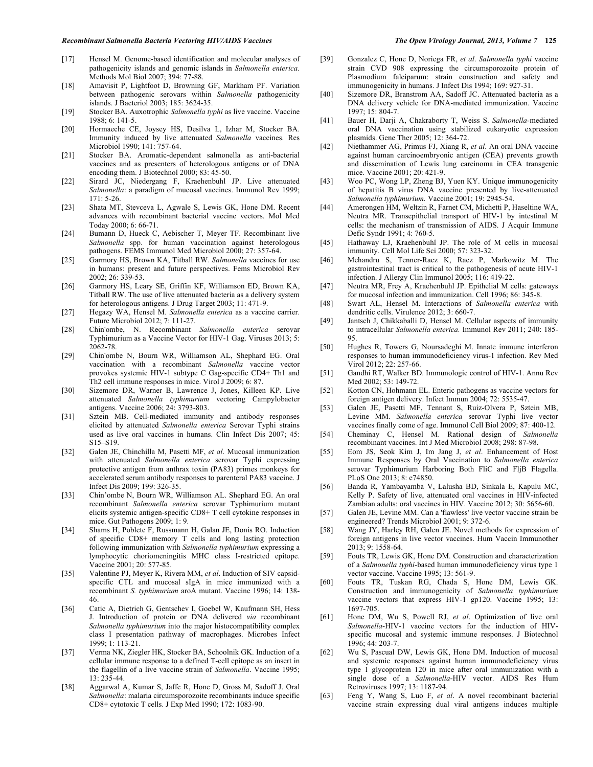[17] Hensel M. Genome-based identification and molecular analyses of pathogenicity islands and genomic islands in *Salmonella enterica.* Methods Mol Biol 2007; 394: 77-88.

[18] Amavisit P, Lightfoot D, Browning GF, Markham PF. Variation between pathogenic serovars within *Salmonella* pathogenicity islands. J Bacteriol 2003; 185: 3624-35.

[19] Stocker BA. Auxotrophic *Salmonella typhi* as live vaccine. Vaccine 1988; 6: 141-5.

[20] Hormaeche CE, Joysey HS, Desilva L, Izhar M, Stocker BA. Immunity induced by live attenuated *Salmonella* vaccines. Res Microbiol 1990; 141: 757-64.

[21] Stocker BA. Aromatic-dependent salmonella as anti-bacterial vaccines and as presenters of heterologous antigens or of DNA encoding them. J Biotechnol 2000; 83: 45-50.

[22] Sirard JC, Niedergang F, Kraehenbuhl JP. Live attenuated *Salmonella*: a paradigm of mucosal vaccines. Immunol Rev 1999; 171: 5-26.

[23] Shata MT, Stevceva L, Agwale S, Lewis GK, Hone DM. Recent advances with recombinant bacterial vaccine vectors. Mol Med Today 2000; 6: 66-71.

[24] Bumann D, Hueck C, Aebischer T, Meyer TF. Recombinant live *Salmonella* spp. for human vaccination against heterologous pathogens. FEMS Immunol Med Microbiol 2000; 27: 357-64.

[25] Garmory HS, Brown KA, Titball RW. *Salmonella* vaccines for use in humans: present and future perspectives. Fems Microbiol Rev 2002; 26: 339-53.

[26] Garmory HS, Leary SE, Griffin KF, Williamson ED, Brown KA, Titball RW. The use of live attenuated bacteria as a delivery system for heterologous antigens. J Drug Target 2003; 11: 471-9.

[27] Hegazy WA, Hensel M. *Salmonella enterica* as a vaccine carrier. Future Microbiol 2012; 7: 111-27.

[28] Chin'ombe, N. Recombinant *Salmonella enterica* serovar Typhimurium as a Vaccine Vector for HIV-1 Gag. Viruses 2013; 5: 2062-78.

[29] Chin'ombe N, Bourn WR, Williamson AL, Shephard EG. Oral vaccination with a recombinant *Salmonella* vaccine vector provokes systemic HIV-1 subtype C Gag-specific CD4+ Th1 and Th2 cell immune responses in mice. Virol J 2009; 6: 87.

[30] Sizemore DR, Warner B, Lawrence J, Jones, Killeen KP. Live attenuated *Salmonella typhimurium* vectoring Campylobacter antigens. Vaccine 2006; 24: 3793-803.

[31] Sztein MB. Cell-mediated immunity and antibody responses elicited by attenuated *Salmonella enterica* Serovar Typhi strains used as live oral vaccines in humans. Clin Infect Dis 2007; 45: S15–S19.

[32] Galen JE, Chinchilla M, Pasetti MF, *et al*. Mucosal immunization with attenuated *Salmonella enterica* serovar Typhi expressing protective antigen from anthrax toxin (PA83) primes monkeys for accelerated serum antibody responses to parenteral PA83 vaccine. J Infect Dis 2009; 199: 326-35.

[33] Chin'ombe N, Bourn WR, Williamson AL. Shephard EG. An oral recombinant *Salmonella enterica* serovar Typhimurium mutant elicits systemic antigen-specific CD8+ T cell cytokine responses in mice. Gut Pathogens 2009; 1: 9.

[34] Shams H, Poblete F, Russmann H, Galan JE, Donis RO. Induction of specific CD8+ memory T cells and long lasting protection following immunization with *Salmonella typhimurium* expressing a lymphocytic choriomeningitis MHC class I-restricted epitope. Vaccine 2001; 20: 577-85.

[35] Valentine PJ, Meyer K, Rivera MM, *et al*. Induction of SIV capsid-specific CTL and mucosal sIgA in mice immunized with a recombinant *S. typhimurium* aroA mutant. Vaccine 1996; 14: 138-46.

[36] Catic A, Dietrich G, Gentschev I, Goebel W, Kaufmann SH, Hess J. Introduction of protein or DNA delivered *via* recombinant *Salmonella typhimurium* into the major histocompatibility complex class I presentation pathway of macrophages. Microbes Infect 1999; 1: 113-21.

[37] Verma NK, Ziegler HK, Stocker BA, Schoolnik GK. Induction of a cellular immune response to a defined T-cell epitope as an insert in the flagellin of a live vaccine strain of *Salmonella*. Vaccine 1995; 13: 235-44.

[38] Aggarwal A, Kumar S, Jaffe R, Hone D, Gross M, Sadoff J. Oral *Salmonella*: malaria circumsporozoite recombinants induce specific CD8+ cytotoxic T cells. J Exp Med 1990; 172: 1083-90.

[39] Gonzalez C, Hone D, Noriega FR, *et al*. *Salmonella typhi* vaccine strain CVD 908 expressing the circumsporozoite protein of Plasmodium falciparum: strain construction and safety and immunogenicity in humans. J Infect Dis 1994; 169: 927-31.

[40] Sizemore DR, Branstrom AA, Sadoff JC. Attenuated bacteria as a DNA delivery vehicle for DNA-mediated immunization. Vaccine 1997; 15: 804-7.

[41] Bauer H, Darji A, Chakraborty T, Weiss S. *Salmonella*-mediated oral DNA vaccination using stabilized eukaryotic expression plasmids. Gene Ther 2005; 12: 364-72.

[42] Niethammer AG, Primus FJ, Xiang R, *et al*. An oral DNA vaccine against human carcinoembryonic antigen (CEA) prevents growth and dissemination of Lewis lung carcinoma in CEA transgenic mice. Vaccine 2001; 20: 421-9.

[43] Woo PC, Wong LP, Zheng BJ, Yuen KY. Unique immunogenicity of hepatitis B virus DNA vaccine presented by live-attenuated *Salmonella typhimurium.* Vaccine 2001; 19: 2945-54.

[44] Amerongen HM, Weltzin R, Farnet CM, Michetti P, Haseltine WA, Neutra MR. Transepithelial transport of HIV-1 by intestinal M cells: the mechanism of transmission of AIDS. J Acquir Immune Defic Syndr 1991; 4: 760-5.

[45] Hathaway LJ, Kraehenbuhl JP. The role of M cells in mucosal immunity. Cell Mol Life Sci 2000; 57: 323-32.

[46] Mehandru S, Tenner-Racz K, Racz P, Markowitz M. The gastrointestinal tract is critical to the pathogenesis of acute HIV-1 infection. J Allergy Clin Immunol 2005; 116: 419-22.

[47] Neutra MR, Frey A, Kraehenbuhl JP. Epithelial M cells: gateways for mucosal infection and immunization. Cell 1996; 86: 345-8.

[48] Swart AL, Hensel M. Interactions of *Salmonella enterica* with dendritic cells. Virulence 2012; 3: 660-7.

[49] Jantsch J, Chikkaballi D, Hensel M. Cellular aspects of immunity to intracellular *Salmonella enterica.* Immunol Rev 2011; 240: 185-95.

[50] Hughes R, Towers G, Noursadeghi M. Innate immune interferon responses to human immunodeficiency virus-1 infection. Rev Med Virol 2012; 22: 257-66.

[51] Gandhi RT, Walker BD. Immunologic control of HIV-1. Annu Rev Med 2002; 53: 149-72.

[52] Kotton CN, Hohmann EL. Enteric pathogens as vaccine vectors for foreign antigen delivery. Infect Immun 2004; 72: 5535-47.

[53] Galen JE, Pasetti MF, Tennant S, Ruiz-Olvera P, Sztein MB, Levine MM. *Salmonella enterica* serovar Typhi live vector vaccines finally come of age. Immunol Cell Biol 2009; 87: 400-12.

[54] Cheminay C, Hensel M. Rational design of *Salmonella* recombinant vaccines. Int J Med Microbiol 2008; 298: 87-98.

[55] Eom JS, Seok Kim J, Im Jang J, *et al*. Enhancement of Host Immune Responses by Oral Vaccination to *Salmonella enterica* serovar Typhimurium Harboring Both FliC and FljB Flagella. PLoS One 2013; 8: e74850.

[56] Banda R, Yambayamba V, Lalusha BD, Sinkala E, Kapulu MC, Kelly P. Safety of live, attenuated oral vaccines in HIV-infected Zambian adults: oral vaccines in HIV. Vaccine 2012; 30: 5656-60.

[57] Galen JE, Levine MM. Can a 'flawless' live vector vaccine strain be engineered? Trends Microbiol 2001; 9: 372-6.

[58] Wang JY, Harley RH, Galen JE. Novel methods for expression of foreign antigens in live vector vaccines. Hum Vaccin Immunother 2013; 9: 1558-64.

[59] Fouts TR, Lewis GK, Hone DM. Construction and characterization of a *Salmonella typhi*-based human immunodeficiency virus type 1 vector vaccine. Vaccine 1995; 13: 561-9.

[60] Fouts TR, Tuskan RG, Chada S, Hone DM, Lewis GK. Construction and immunogenicity of *Salmonella typhimurium* vaccine vectors that express HIV-1 gp120. Vaccine 1995; 13: 1697-705.

[61] Hone DM, Wu S, Powell RJ, *et al*. Optimization of live oral *Salmonella*-HIV-1 vaccine vectors for the induction of HIV-specific mucosal and systemic immune responses. J Biotechnol 1996; 44: 203-7.

[62] Wu S, Pascual DW, Lewis GK, Hone DM. Induction of mucosal and systemic responses against human immunodeficiency virus type 1 glycoprotein 120 in mice after oral immunization with a single dose of a *Salmonella*-HIV vector. AIDS Res Hum Retroviruses 1997; 13: 1187-94.

[63] Feng Y, Wang S, Luo F, *et al*. A novel recombinant bacterial vaccine strain expressing dual viral antigens induces multiple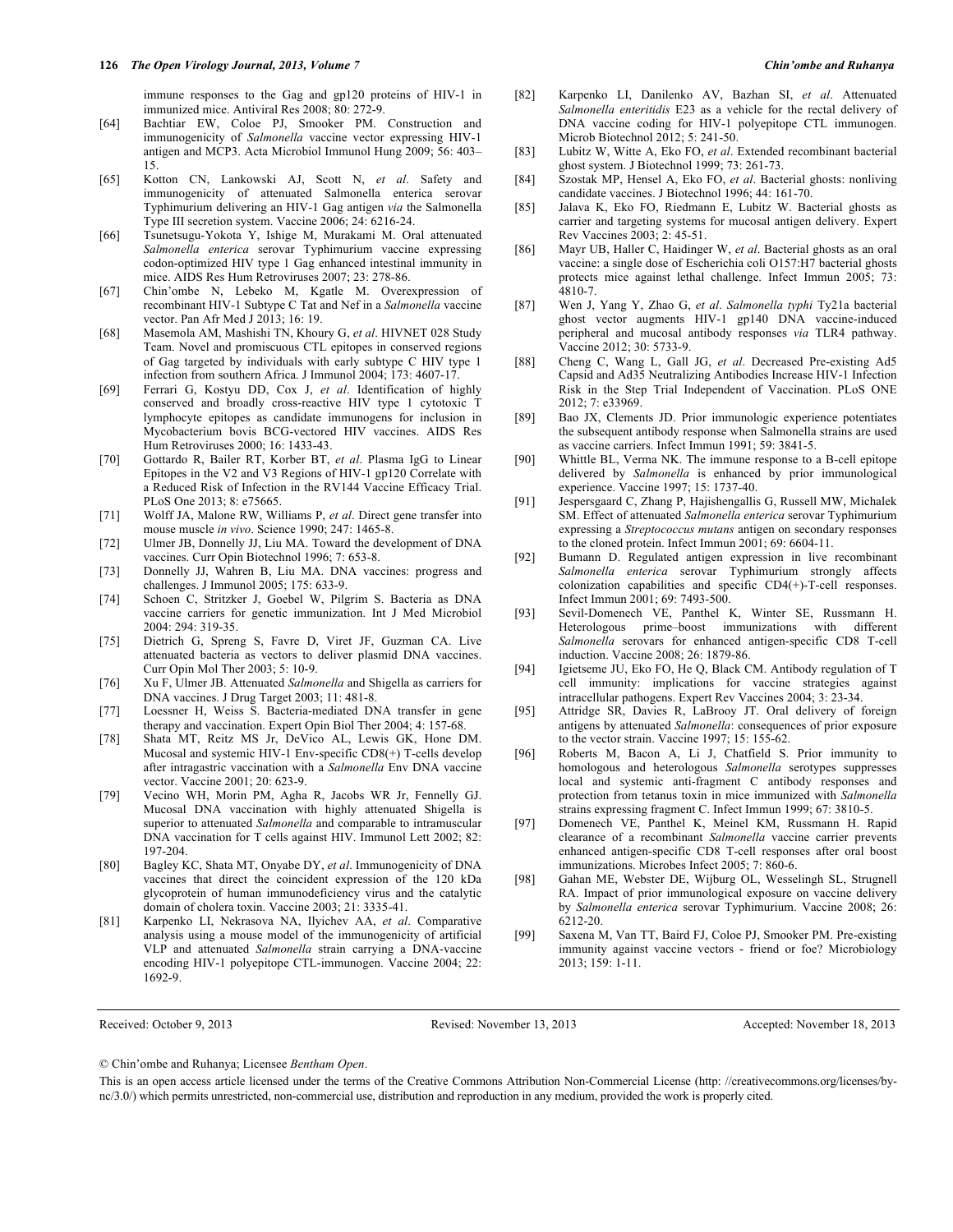immune responses to the Gag and gp120 proteins of HIV-1 in immunized mice. Antiviral Res 2008; 80: 272-9.

[64] Bachtiar EW, Coloe PJ, Smooker PM. Construction and immunogenicity of *Salmonella* vaccine vector expressing HIV-1 antigen and MCP3. Acta Microbiol Immunol Hung 2009; 56: 403–15.

[65] Kotton CN, Lankowski AJ, Scott N, *et al*. Safety and immunogenicity of attenuated Salmonella enterica serovar Typhimurium delivering an HIV-1 Gag antigen *via* the Salmonella Type III secretion system. Vaccine 2006; 24: 6216-24.

[66] Tsunetsugu-Yokota Y, Ishige M, Murakami M. Oral attenuated *Salmonella enterica* serovar Typhimurium vaccine expressing codon-optimized HIV type 1 Gag enhanced intestinal immunity in mice. AIDS Res Hum Retroviruses 2007; 23: 278-86.

[67] Chin'ombe N, Lebeko M, Kgatle M. Overexpression of recombinant HIV-1 Subtype C Tat and Nef in a *Salmonella* vaccine vector. Pan Afr Med J 2013; 16: 19.

[68] Masemola AM, Mashishi TN, Khoury G, *et al*. HIVNET 028 Study Team. Novel and promiscuous CTL epitopes in conserved regions of Gag targeted by individuals with early subtype C HIV type 1 infection from southern Africa. J Immunol 2004; 173: 4607-17.

[69] Ferrari G, Kostyu DD, Cox J, *et al*. Identification of highly conserved and broadly cross-reactive HIV type 1 cytotoxic T lymphocyte epitopes as candidate immunogens for inclusion in Mycobacterium bovis BCG-vectored HIV vaccines. AIDS Res Hum Retroviruses 2000; 16: 1433-43.

[70] Gottardo R, Bailer RT, Korber BT, *et al*. Plasma IgG to Linear Epitopes in the V2 and V3 Regions of HIV-1 gp120 Correlate with a Reduced Risk of Infection in the RV144 Vaccine Efficacy Trial. PLoS One 2013; 8: e75665.

[71] Wolff JA, Malone RW, Williams P, *et al*. Direct gene transfer into mouse muscle *in vivo*. Science 1990; 247: 1465-8.

[72] Ulmer JB, Donnelly JJ, Liu MA. Toward the development of DNA vaccines. Curr Opin Biotechnol 1996; 7: 653-8.

[73] Donnelly JJ, Wahren B, Liu MA. DNA vaccines: progress and challenges. J Immunol 2005; 175: 633-9.

[74] Schoen C, Stritzker J, Goebel W, Pilgrim S. Bacteria as DNA vaccine carriers for genetic immunization. Int J Med Microbiol 2004: 294: 319-35.

[75] Dietrich G, Spreng S, Favre D, Viret JF, Guzman CA. Live attenuated bacteria as vectors to deliver plasmid DNA vaccines. Curr Opin Mol Ther 2003; 5: 10-9.

[76] Xu F, Ulmer JB. Attenuated *Salmonella* and Shigella as carriers for DNA vaccines. J Drug Target 2003; 11: 481-8.

[77] Loessner H, Weiss S. Bacteria-mediated DNA transfer in gene therapy and vaccination. Expert Opin Biol Ther 2004; 4: 157-68.

[78] Shata MT, Reitz MS Jr, DeVico AL, Lewis GK, Hone DM. Mucosal and systemic HIV-1 Env-specific CD8(+) T-cells develop after intragastric vaccination with a *Salmonella* Env DNA vaccine vector. Vaccine 2001; 20: 623-9.

[79] Vecino WH, Morin PM, Agha R, Jacobs WR Jr, Fennelly GJ. Mucosal DNA vaccination with highly attenuated Shigella is superior to attenuated *Salmonella* and comparable to intramuscular DNA vaccination for T cells against HIV. Immunol Lett 2002; 82: 197-204.

[80] Bagley KC, Shata MT, Onyabe DY, *et al*. Immunogenicity of DNA vaccines that direct the coincident expression of the 120 kDa glycoprotein of human immunodeficiency virus and the catalytic domain of cholera toxin. Vaccine 2003; 21: 3335-41.

[81] Karpenko LI, Nekrasova NA, Ilyichev AA, *et al*. Comparative analysis using a mouse model of the immunogenicity of artificial VLP and attenuated *Salmonella* strain carrying a DNA-vaccine encoding HIV-1 polyepitope CTL-immunogen. Vaccine 2004; 22: 1692-9.

[82] Karpenko LI, Danilenko AV, Bazhan SI, *et al*. Attenuated *Salmonella enteritidis* E23 as a vehicle for the rectal delivery of DNA vaccine coding for HIV-1 polyepitope CTL immunogen. Microb Biotechnol 2012; 5: 241-50.

[83] Lubitz W, Witte A, Eko FO, *et al*. Extended recombinant bacterial ghost system. J Biotechnol 1999; 73: 261-73.

[84] Szostak MP, Hensel A, Eko FO, *et al*. Bacterial ghosts: nonliving candidate vaccines. J Biotechnol 1996; 44: 161-70.

[85] Jalava K, Eko FO, Riedmann E, Lubitz W. Bacterial ghosts as carrier and targeting systems for mucosal antigen delivery. Expert Rev Vaccines 2003; 2: 45-51.

[86] Mayr UB, Haller C, Haidinger W, *et al*. Bacterial ghosts as an oral vaccine: a single dose of Escherichia coli O157:H7 bacterial ghosts protects mice against lethal challenge. Infect Immun 2005; 73: 4810-7.

[87] Wen J, Yang Y, Zhao G, *et al*. *Salmonella typhi* Ty21a bacterial ghost vector augments HIV-1 gp140 DNA vaccine-induced peripheral and mucosal antibody responses *via* TLR4 pathway. Vaccine 2012; 30: 5733-9.

[88] Cheng C, Wang L, Gall JG, *et al*. Decreased Pre-existing Ad5 Capsid and Ad35 Neutralizing Antibodies Increase HIV-1 Infection Risk in the Step Trial Independent of Vaccination. PLoS ONE 2012; 7: e33969.

[89] Bao JX, Clements JD. Prior immunologic experience potentiates the subsequent antibody response when Salmonella strains are used as vaccine carriers. Infect Immun 1991; 59: 3841-5.

[90] Whittle BL, Verma NK. The immune response to a B-cell epitope delivered by *Salmonella* is enhanced by prior immunological experience. Vaccine 1997; 15: 1737-40.

[91] Jespersgaard C, Zhang P, Hajishengallis G, Russell MW, Michalek SM. Effect of attenuated *Salmonella enterica* serovar Typhimurium expressing a *Streptococcus mutans* antigen on secondary responses to the cloned protein. Infect Immun 2001; 69: 6604-11.

[92] Bumann D. Regulated antigen expression in live recombinant *Salmonella enterica* serovar Typhimurium strongly affects colonization capabilities and specific CD4(+)-T-cell responses. Infect Immun 2001; 69: 7493-500.

[93] Sevil-Domenech VE, Panthel K, Winter SE, Russmann H. Heterologous prime–boost immunizations with different *Salmonella* serovars for enhanced antigen-specific CD8 T-cell induction. Vaccine 2008; 26: 1879-86.

[94] Igietseme JU, Eko FO, He Q, Black CM. Antibody regulation of T cell immunity: implications for vaccine strategies against intracellular pathogens. Expert Rev Vaccines 2004; 3: 23-34.

[95] Attridge SR, Davies R, LaBrooy JT. Oral delivery of foreign antigens by attenuated *Salmonella*: consequences of prior exposure to the vector strain. Vaccine 1997; 15: 155-62.

[96] Roberts M, Bacon A, Li J, Chatfield S. Prior immunity to homologous and heterologous *Salmonella* serotypes suppresses local and systemic anti-fragment C antibody responses and protection from tetanus toxin in mice immunized with *Salmonella* strains expressing fragment C. Infect Immun 1999; 67: 3810-5.

[97] Domenech VE, Panthel K, Meinel KM, Russmann H. Rapid clearance of a recombinant *Salmonella* vaccine carrier prevents enhanced antigen-specific CD8 T-cell responses after oral boost immunizations. Microbes Infect 2005; 7: 860-6.

[98] Gahan ME, Webster DE, Wijburg OL, Wesselingh SL, Strugnell RA. Impact of prior immunological exposure on vaccine delivery by *Salmonella enterica* serovar Typhimurium. Vaccine 2008; 26: 6212-20.

[99] Saxena M, Van TT, Baird FJ, Coloe PJ, Smooker PM. Pre-existing immunity against vaccine vectors - friend or foe? Microbiology 2013; 159: 1-11.

Received: October 9, 2013 Revised: November 13, 2013 Accepted: November 18, 2013

© Chin'ombe and Ruhanya; Licensee *Bentham Open*.

This is an open access article licensed under the terms of the Creative Commons Attribution Non-Commercial License (http: //creativecommons.org/licenses/by-nc/3.0/) which permits unrestricted, non-commercial use, distribution and reproduction in any medium, provided the work is properly cited.